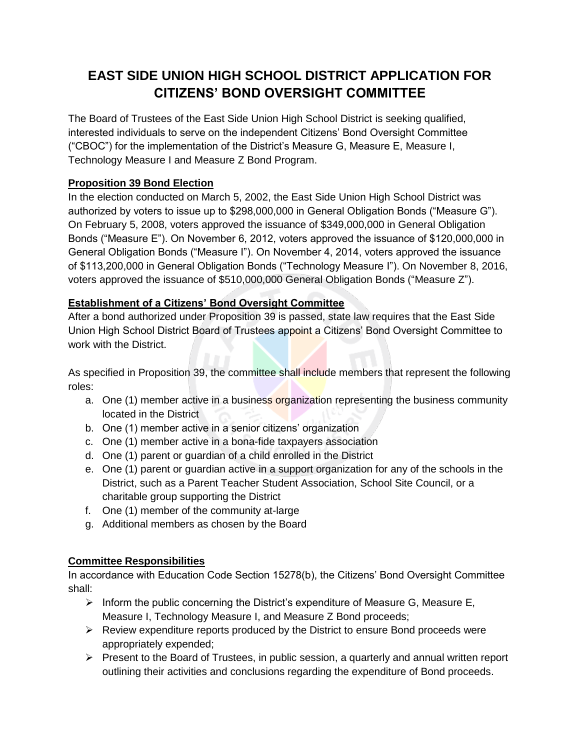# EAST SIDE UNION HIGH SCHOOL DISTRICT APPLICATION FOR CITIZENS' BOND OVERSIGHT COMMITTEE

The Board of Trustees of the East Side Union High School District is seeking qualified, interested individuals to serve on the independent Citizens' Bond Oversight Committee ("CBOC") for the implementation of the District's Measure G, Measure E, Measure I, Technology Measure I and Measure Z Bond Program.

## Proposition 39 Bond Election

In the election conducted on March 5, 2002, the East Side Union High School District was authorized by voters to issue up to $298,000,000 in General Obligation Bonds ("Measure G"). On February 5, 2008, voters approved the issuance of $349,000,000 in General Obligation Bonds ("Measure E"). On November 6, 2012, voters approved the issuance of $120,000,000 in General Obligation Bonds ("Measure I"). On November 4, 2014, voters approved the issuance of $113,200,000 in General Obligation Bonds ("Technology Measure I"). On November 8, 2016, voters approved the issuance of $510,000,000 General Obligation Bonds ("Measure Z").

## Establishment of a Citizens' Bond Oversight Committee

After a bond authorized under Proposition 39 is passed, state law requires that the East Side Union High School District Board of Trustees appoint a Citizens' Bond Oversight Committee to work with the District.

As specified in Proposition 39, the committee shall include members that represent the following roles:

a. One (1) member active in a business organization representing the business community located in the District
b. One (1) member active in a senior citizens' organization
c. One (1) member active in a bona-fide taxpayers association
d. One (1) parent or guardian of a child enrolled in the District
e. One (1) parent or guardian active in a support organization for any of the schools in the District, such as a Parent Teacher Student Association, School Site Council, or a charitable group supporting the District
f. One (1) member of the community at-large
g. Additional members as chosen by the Board

## Committee Responsibilities

In accordance with Education Code Section 15278(b), the Citizens' Bond Oversight Committee shall:

- Inform the public concerning the District's expenditure of Measure G, Measure E, Measure I, Technology Measure I, and Measure Z Bond proceeds;
- Review expenditure reports produced by the District to ensure Bond proceeds were appropriately expended;
- Present to the Board of Trustees, in public session, a quarterly and annual written report outlining their activities and conclusions regarding the expenditure of Bond proceeds.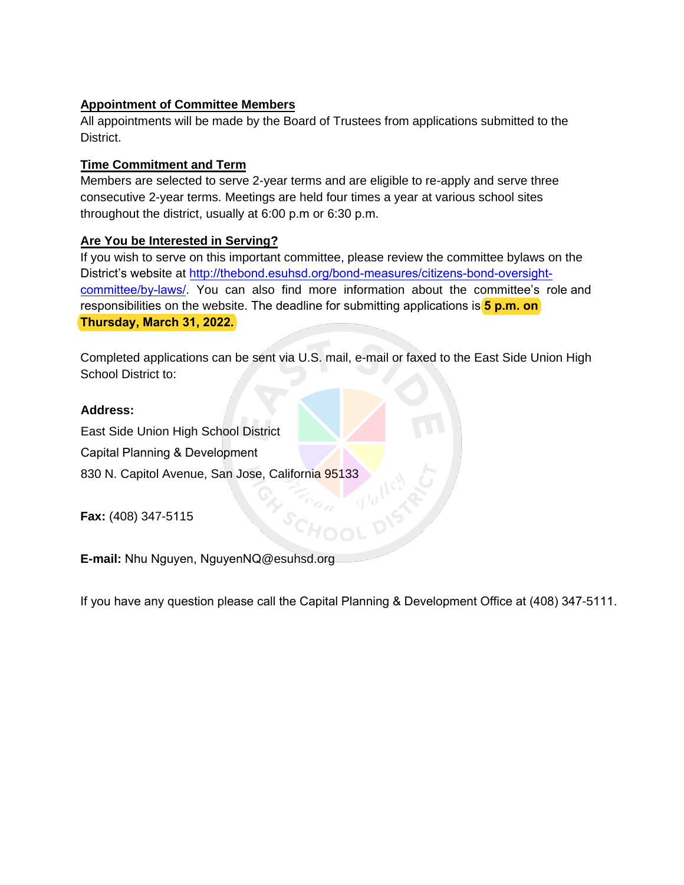**Appointment of Committee Members**

All appointments will be made by the Board of Trustees from applications submitted to the District.

**Time Commitment and Term**

Members are selected to serve 2-year terms and are eligible to re-apply and serve three consecutive 2-year terms. Meetings are held four times a year at various school sites throughout the district, usually at 6:00 p.m or 6:30 p.m.

**Are You be Interested in Serving?**

If you wish to serve on this important committee, please review the committee bylaws on the District's website at [http://thebond.esuhsd.org/bond-measures/citizens-bond-oversight-committee/by-laws/](http://thebond.esuhsd.org/bond-measures/citizens-bond-oversight-committee/by-laws/). You can also find more information about the committee's role and responsibilities on the website. The deadline for submitting applications is **5 p.m. on Thursday, March 31, 2022.**

Completed applications can be sent via U.S. mail, e-mail or faxed to the East Side Union High School District to:

**Address:**

East Side Union High School District

Capital Planning & Development

830 N. Capitol Avenue, San Jose, California 95133

**Fax:** (408) 347-5115

**E-mail:** Nhu Nguyen, NguyenNQ@esuhsd.org

If you have any question please call the Capital Planning & Development Office at (408) 347-5111.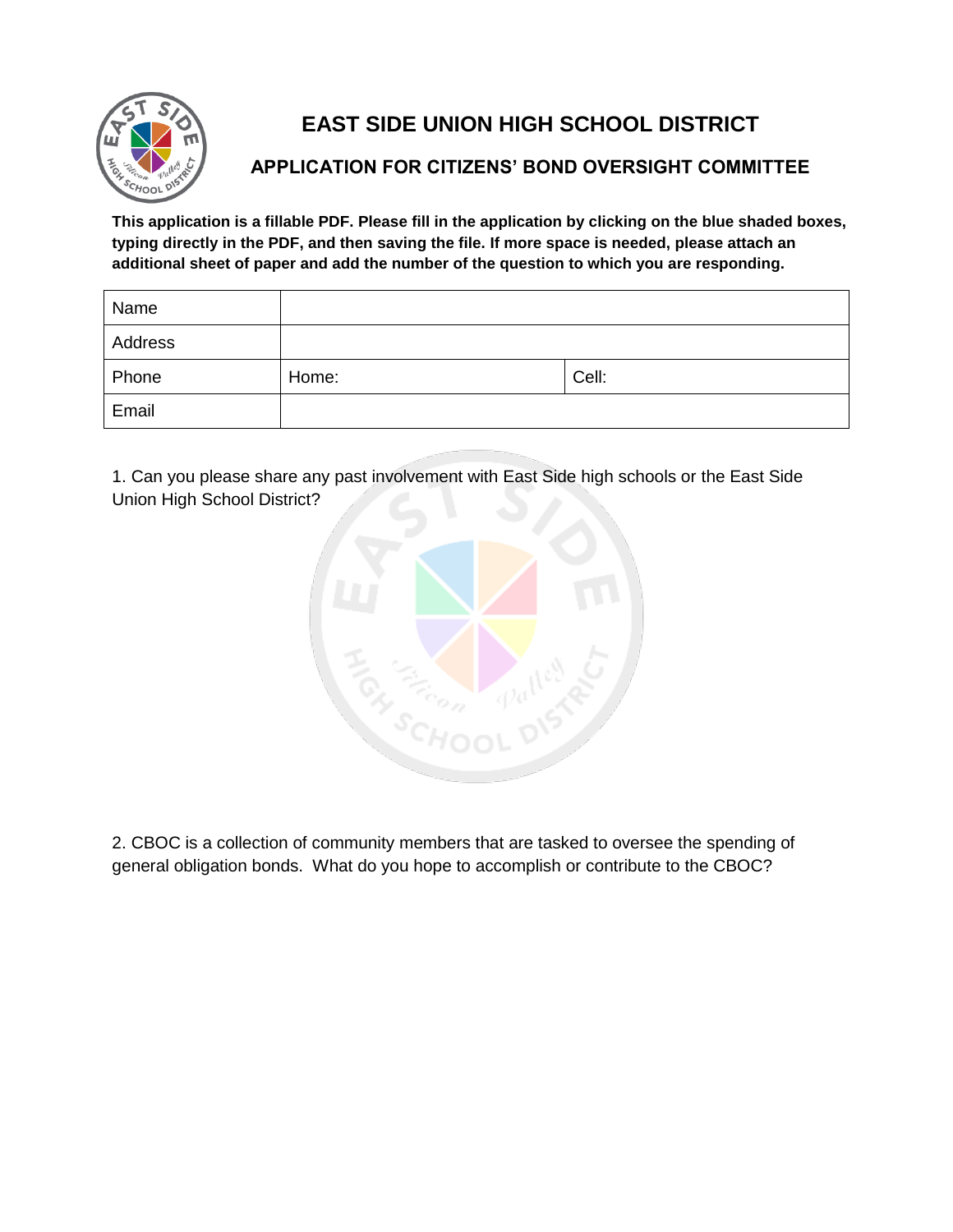# EAST SIDE UNION HIGH SCHOOL DISTRICT

## APPLICATION FOR CITIZENS' BOND OVERSIGHT COMMITTEE

**This application is a fillable PDF. Please fill in the application by clicking on the blue shaded boxes, typing directly in the PDF, and then saving the file. If more space is needed, please attach an additional sheet of paper and add the number of the question to which you are responding.**

| Name | | |
|---|---|---|
| Address | | |
| Phone | Home: | Cell: |
| Email | | |

1. Can you please share any past involvement with East Side high schools or the East Side Union High School District?

2. CBOC is a collection of community members that are tasked to oversee the spending of general obligation bonds. What do you hope to accomplish or contribute to the CBOC?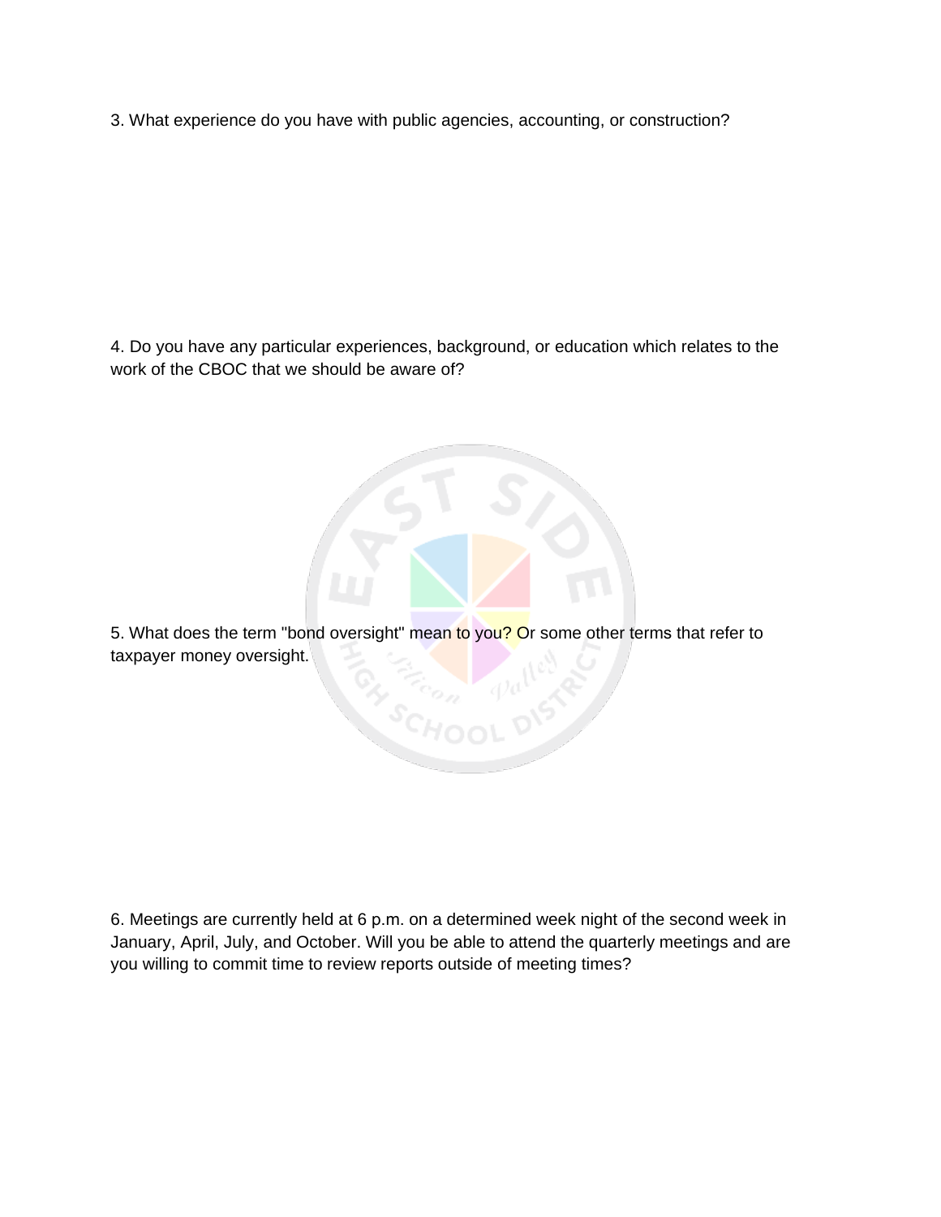3. What experience do you have with public agencies, accounting, or construction?

4. Do you have any particular experiences, background, or education which relates to the work of the CBOC that we should be aware of?

5. What does the term "bond oversight" mean to you? Or some other terms that refer to taxpayer money oversight.

6. Meetings are currently held at 6 p.m. on a determined week night of the second week in January, April, July, and October. Will you be able to attend the quarterly meetings and are you willing to commit time to review reports outside of meeting times?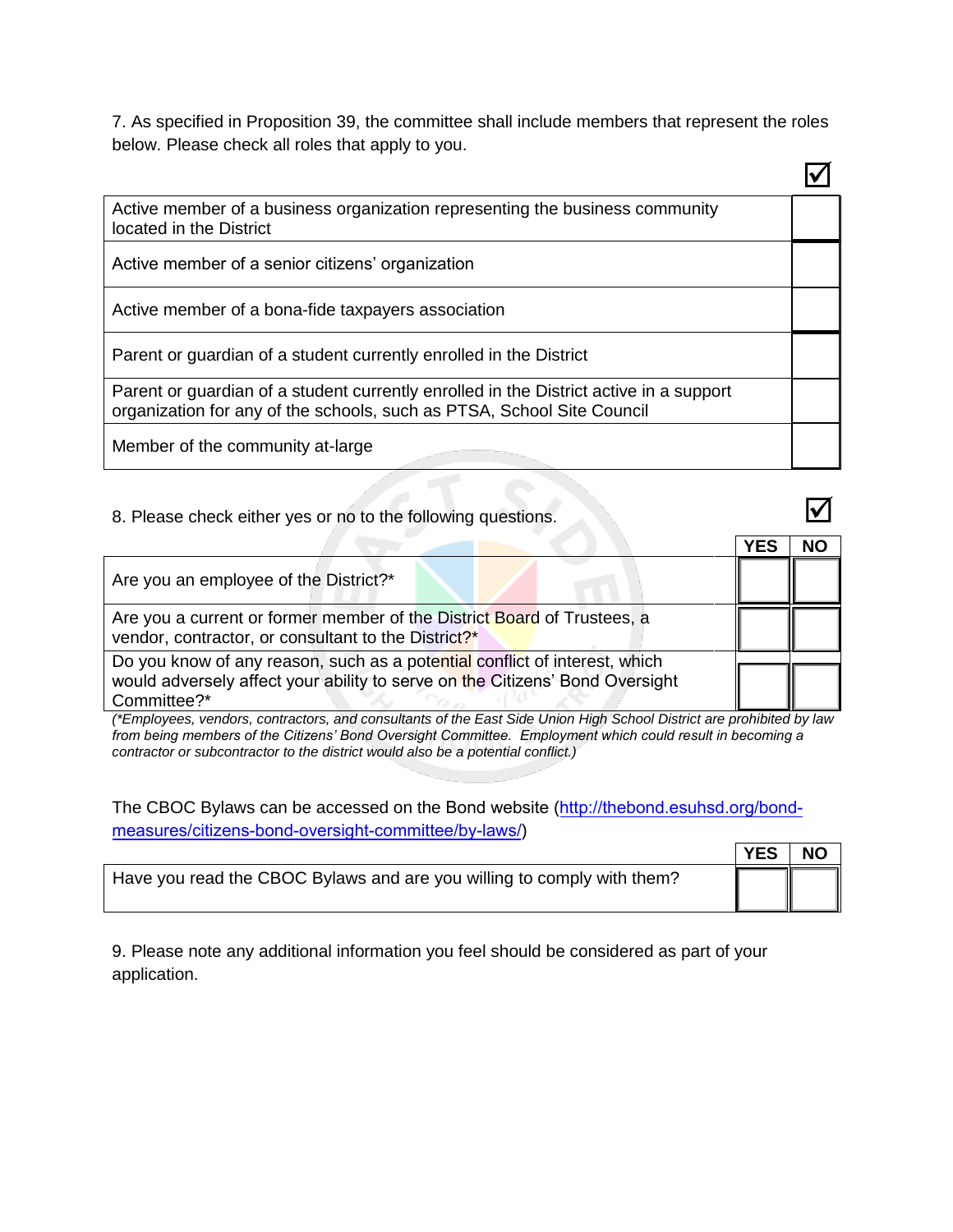7. As specified in Proposition 39, the committee shall include members that represent the roles below. Please check all roles that apply to you.

| | ☑ |
|---|---|
| Active member of a business organization representing the business community located in the District | |
| Active member of a senior citizens' organization | |
| Active member of a bona-fide taxpayers association | |
| Parent or guardian of a student currently enrolled in the District | |
| Parent or guardian of a student currently enrolled in the District active in a support organization for any of the schools, such as PTSA, School Site Council | |
| Member of the community at-large | |

8. Please check either yes or no to the following questions. ☑

| | YES | NO |
|---|---|---|
| Are you an employee of the District?* | | |
| Are you a current or former member of the District Board of Trustees, a vendor, contractor, or consultant to the District?* | | |
| Do you know of any reason, such as a potential conflict of interest, which would adversely affect your ability to serve on the Citizens' Bond Oversight Committee?* | | |

*(\*Employees, vendors, contractors, and consultants of the East Side Union High School District are prohibited by law from being members of the Citizens' Bond Oversight Committee. Employment which could result in becoming a contractor or subcontractor to the district would also be a potential conflict.)*

The CBOC Bylaws can be accessed on the Bond website ([http://thebond.esuhsd.org/bond-measures/citizens-bond-oversight-committee/by-laws/](http://thebond.esuhsd.org/bond-measures/citizens-bond-oversight-committee/by-laws/))

| | YES | NO |
|---|---|---|
| Have you read the CBOC Bylaws and are you willing to comply with them? | | |

9. Please note any additional information you feel should be considered as part of your application.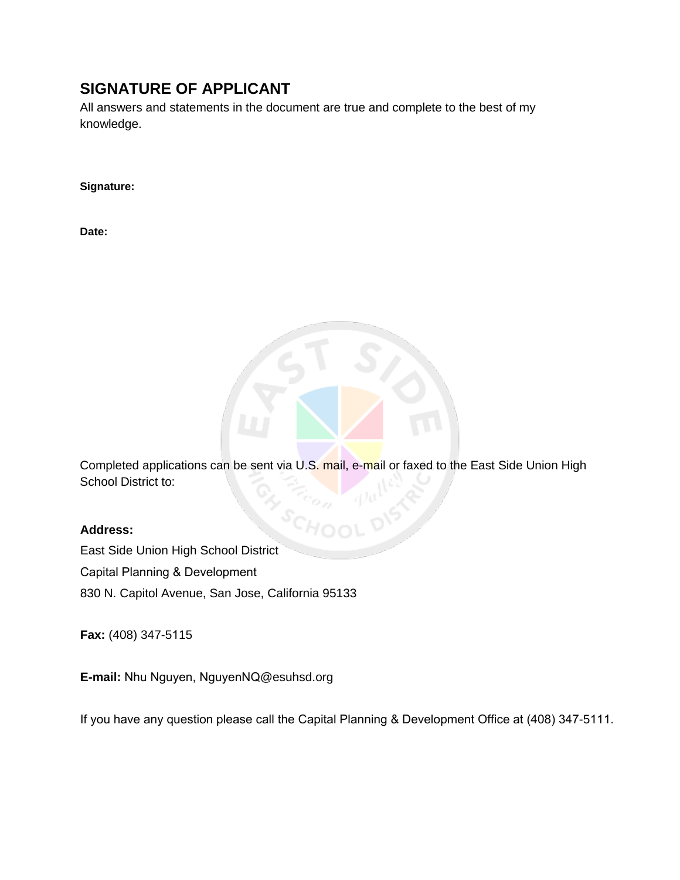## SIGNATURE OF APPLICANT

All answers and statements in the document are true and complete to the best of my knowledge.

**Signature:**

**Date:**

Completed applications can be sent via U.S. mail, e-mail or faxed to the East Side Union High School District to:

**Address:**

East Side Union High School District

Capital Planning & Development

830 N. Capitol Avenue, San Jose, California 95133

**Fax:** (408) 347-5115

**E-mail:** Nhu Nguyen, NguyenNQ@esuhsd.org

If you have any question please call the Capital Planning & Development Office at (408) 347-5111.